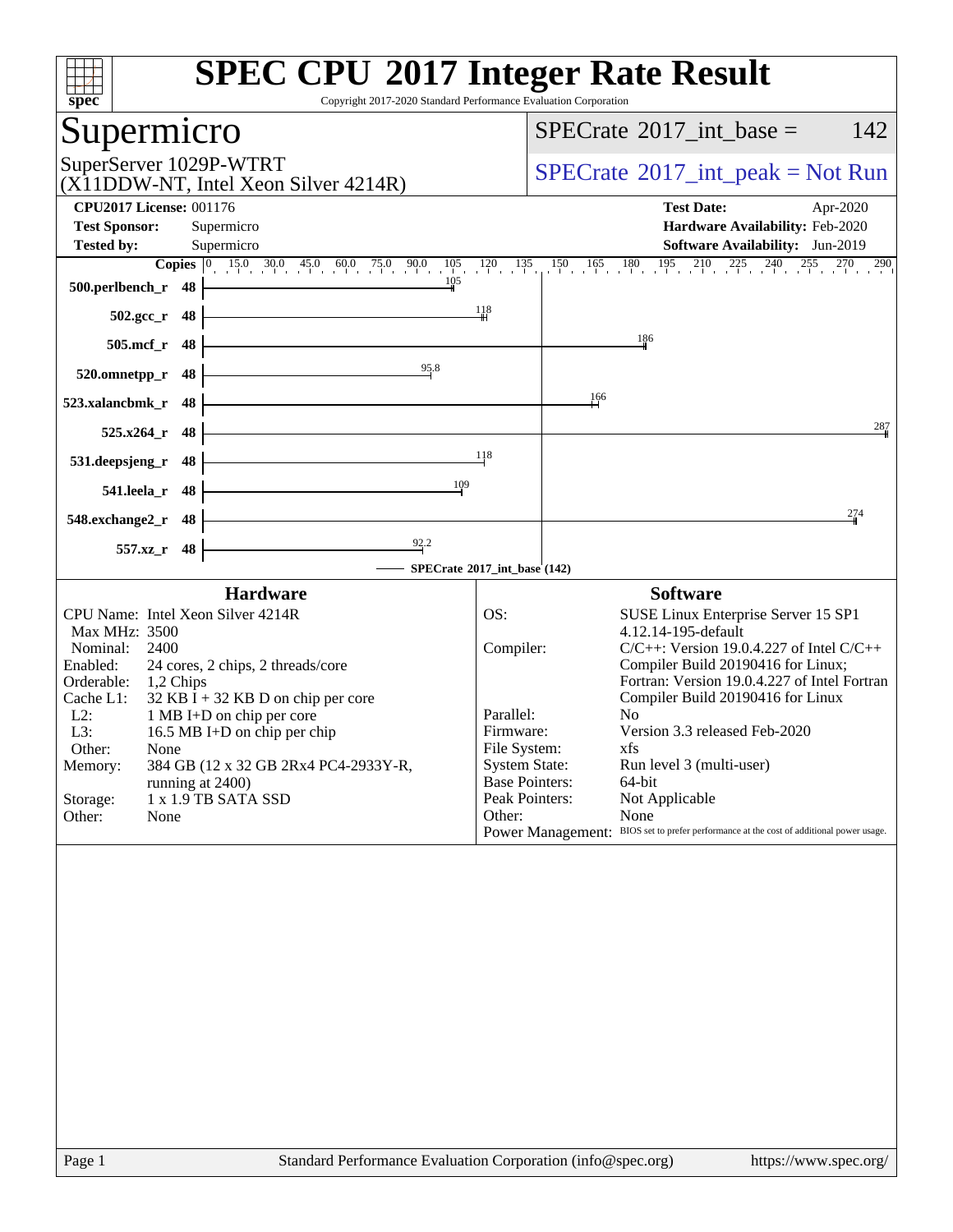# SPEC CPU 2017 Integer Rate Result

Copyright 2017-2020 Standard Performance Evaluation Corporation

## Supermicro

SuperServer 1029P-WTRT
(X11DDW-NT, Intel Xeon Silver 4214R)

SPECrate 2017_int_base = 142

SPECrate 2017_int_peak = Not Run

**CPU2017 License:** 001176
**Test Sponsor:** Supermicro
**Tested by:** Supermicro

**Test Date:** Apr-2020
**Hardware Availability:** Feb-2020
**Software Availability:** Jun-2019

| Benchmark | Copies | SPECrate 2017_int_base |
|---|---|---|
| 500.perlbench_r | 48 | 105 |
| 502.gcc_r | 48 | 118 |
| 505.mcf_r | 48 | 186 |
| 520.omnetpp_r | 48 | 95.8 |
| 523.xalancbmk_r | 48 | 166 |
| 525.x264_r | 48 | 287 |
| 531.deepsjeng_r | 48 | 118 |
| 541.leela_r | 48 | 109 |
| 548.exchange2_r | 48 | 274 |
| 557.xz_r | 48 | 92.2 |

SPECrate 2017_int_base (142)

### Hardware

| | |
|---|---|
| CPU Name: | Intel Xeon Silver 4214R |
| Max MHz: | 3500 |
| Nominal: | 2400 |
| Enabled: | 24 cores, 2 chips, 2 threads/core |
| Orderable: | 1,2 Chips |
| Cache L1: | 32 KB I + 32 KB D on chip per core |
| L2: | 1 MB I+D on chip per core |
| L3: | 16.5 MB I+D on chip per chip |
| Other: | None |
| Memory: | 384 GB (12 x 32 GB 2Rx4 PC4-2933Y-R, running at 2400) |
| Storage: | 1 x 1.9 TB SATA SSD |
| Other: | None |

### Software

| | |
|---|---|
| OS: | SUSE Linux Enterprise Server 15 SP1 4.12.14-195-default |
| Compiler: | C/C++: Version 19.0.4.227 of Intel C/C++ Compiler Build 20190416 for Linux; Fortran: Version 19.0.4.227 of Intel Fortran Compiler Build 20190416 for Linux |
| Parallel: | No |
| Firmware: | Version 3.3 released Feb-2020 |
| File System: | xfs |
| System State: | Run level 3 (multi-user) |
| Base Pointers: | 64-bit |
| Peak Pointers: | Not Applicable |
| Other: | None |
| Power Management: | BIOS set to prefer performance at the cost of additional power usage. |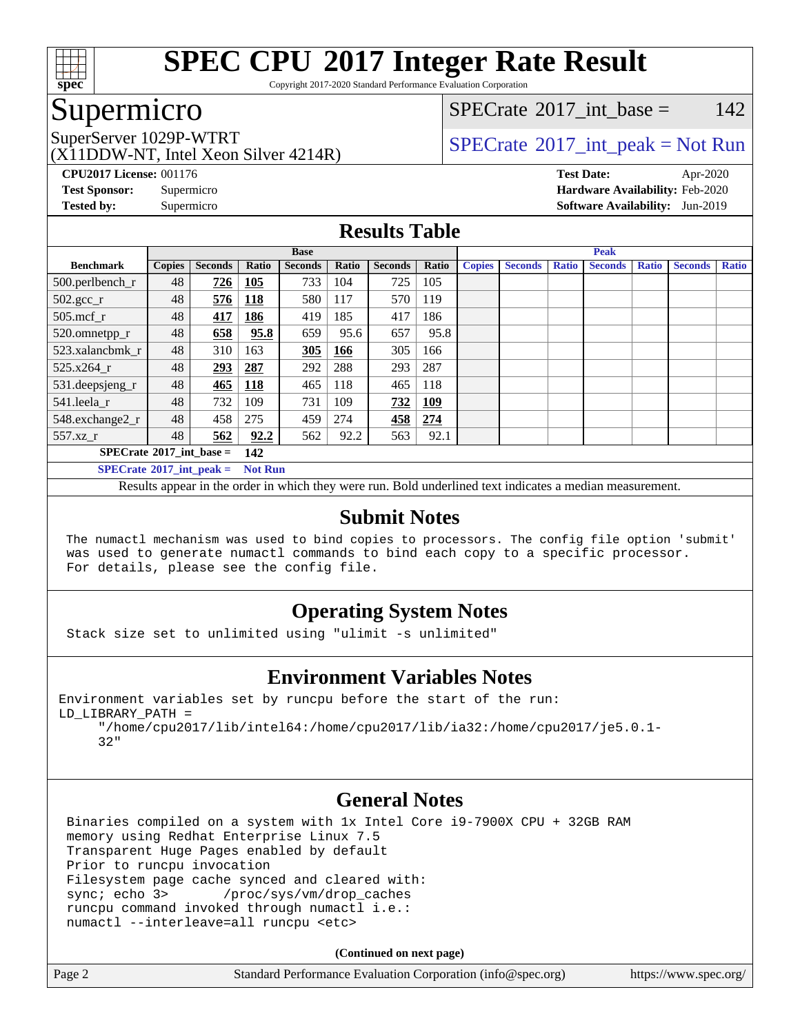# SPEC CPU 2017 Integer Rate Result

Copyright 2017-2020 Standard Performance Evaluation Corporation

## Supermicro

SuperServer 1029P-WTRT
(X11DDW-NT, Intel Xeon Silver 4214R)

SPECrate 2017_int_base = 142

SPECrate 2017_int_peak = Not Run

**CPU2017 License:** 001176
**Test Sponsor:** Supermicro
**Tested by:** Supermicro

**Test Date:** Apr-2020
**Hardware Availability:** Feb-2020
**Software Availability:** Jun-2019

## Results Table

| Benchmark | Base | | | | | | | Peak | | | | | | |
|---|---|---|---|---|---|---|---|---|---|---|---|---|---|---|
| | Copies | Seconds | Ratio | Seconds | Ratio | Seconds | Ratio | Copies | Seconds | Ratio | Seconds | Ratio | Seconds | Ratio |
| 500.perlbench_r | 48 | **726** | **105** | 733 | 104 | 725 | 105 | | | | | | | |
| 502.gcc_r | 48 | **576** | **118** | 580 | 117 | 570 | 119 | | | | | | | |
| 505.mcf_r | 48 | **417** | **186** | 419 | 185 | 417 | 186 | | | | | | | |
| 520.omnetpp_r | 48 | **658** | **95.8** | 659 | 95.6 | 657 | 95.8 | | | | | | | |
| 523.xalancbmk_r | 48 | 310 | 163 | **305** | **166** | 305 | 166 | | | | | | | |
| 525.x264_r | 48 | **293** | **287** | 292 | 288 | 293 | 287 | | | | | | | |
| 531.deepsjeng_r | 48 | **465** | **118** | 465 | 118 | 465 | 118 | | | | | | | |
| 541.leela_r | 48 | 732 | 109 | 731 | 109 | **732** | **109** | | | | | | | |
| 548.exchange2_r | 48 | 458 | 275 | 459 | 274 | **458** | **274** | | | | | | | |
| 557.xz_r | 48 | **562** | **92.2** | 562 | 92.2 | 563 | 92.1 | | | | | | | |

**SPECrate 2017_int_base = 142**

**SPECrate 2017_int_peak = Not Run**

Results appear in the order in which they were run. Bold underlined text indicates a median measurement.

## Submit Notes

```
The numactl mechanism was used to bind copies to processors. The config file option 'submit'
was used to generate numactl commands to bind each copy to a specific processor.
For details, please see the config file.
```

## Operating System Notes

```
Stack size set to unlimited using "ulimit -s unlimited"
```

## Environment Variables Notes

```
Environment variables set by runcpu before the start of the run:
LD_LIBRARY_PATH =
     "/home/cpu2017/lib/intel64:/home/cpu2017/lib/ia32:/home/cpu2017/je5.0.1-
     32"
```

## General Notes

```
Binaries compiled on a system with 1x Intel Core i9-7900X CPU + 32GB RAM
memory using Redhat Enterprise Linux 7.5
Transparent Huge Pages enabled by default
Prior to runcpu invocation
Filesystem page cache synced and cleared with:
sync; echo 3>       /proc/sys/vm/drop_caches
runcpu command invoked through numactl i.e.:
numactl --interleave=all runcpu <etc>
```

**(Continued on next page)**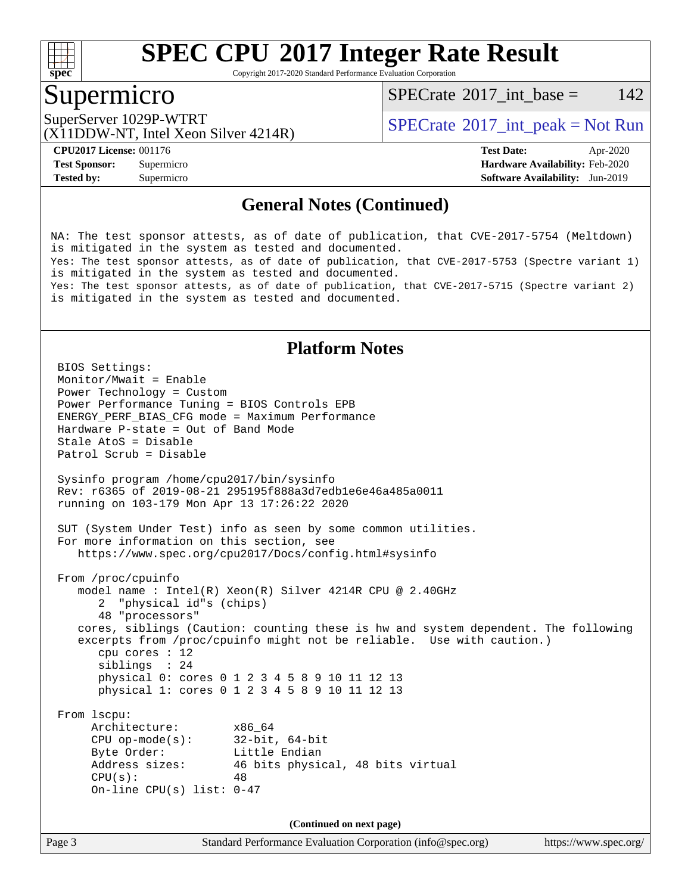## General Notes (Continued)

```
NA: The test sponsor attests, as of date of publication, that CVE-2017-5754 (Meltdown)
is mitigated in the system as tested and documented.
Yes: The test sponsor attests, as of date of publication, that CVE-2017-5753 (Spectre variant 1)
is mitigated in the system as tested and documented.
Yes: The test sponsor attests, as of date of publication, that CVE-2017-5715 (Spectre variant 2)
is mitigated in the system as tested and documented.
```

## Platform Notes

```
BIOS Settings:
Monitor/Mwait = Enable
Power Technology = Custom
Power Performance Tuning = BIOS Controls EPB
ENERGY_PERF_BIAS_CFG mode = Maximum Performance
Hardware P-state = Out of Band Mode
Stale AtoS = Disable
Patrol Scrub = Disable

Sysinfo program /home/cpu2017/bin/sysinfo
Rev: r6365 of 2019-08-21 295195f888a3d7edb1e6e46a485a0011
running on 103-179 Mon Apr 13 17:26:22 2020

SUT (System Under Test) info as seen by some common utilities.
For more information on this section, see
   https://www.spec.org/cpu2017/Docs/config.html#sysinfo

From /proc/cpuinfo
   model name : Intel(R) Xeon(R) Silver 4214R CPU @ 2.40GHz
      2  "physical id"s (chips)
      48 "processors"
   cores, siblings (Caution: counting these is hw and system dependent. The following
   excerpts from /proc/cpuinfo might not be reliable.  Use with caution.)
      cpu cores : 12
      siblings  : 24
      physical 0: cores 0 1 2 3 4 5 8 9 10 11 12 13
      physical 1: cores 0 1 2 3 4 5 8 9 10 11 12 13

From lscpu:
     Architecture:        x86_64
     CPU op-mode(s):      32-bit, 64-bit
     Byte Order:          Little Endian
     Address sizes:       46 bits physical, 48 bits virtual
     CPU(s):              48
     On-line CPU(s) list: 0-47
```

(Continued on next page)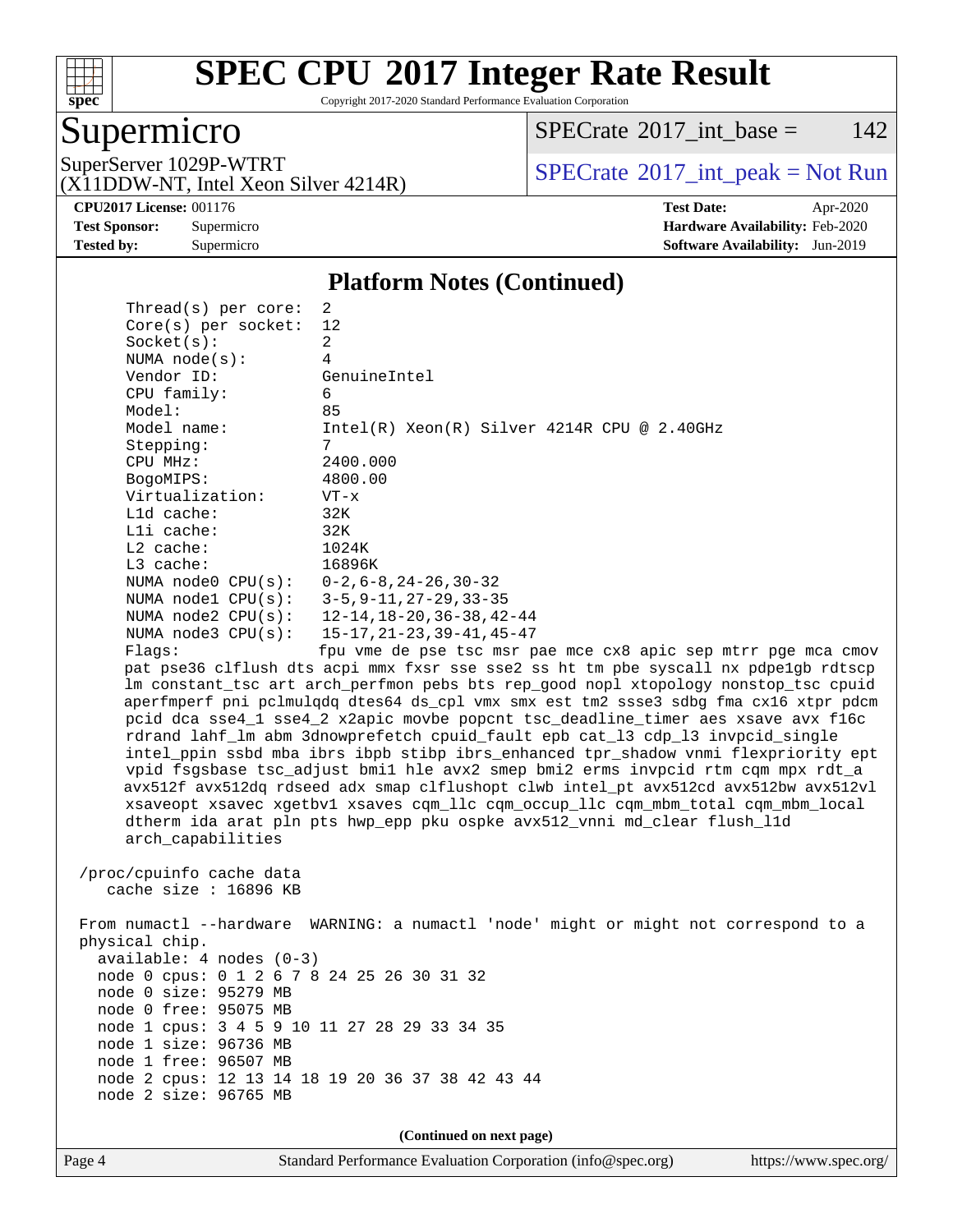# SPEC CPU 2017 Integer Rate Result

Copyright 2017-2020 Standard Performance Evaluation Corporation

## Supermicro

SuperServer 1029P-WTRT
(X11DDW-NT, Intel Xeon Silver 4214R)

SPECrate 2017_int_base = 142

SPECrate 2017_int_peak = Not Run

**CPU2017 License:** 001176
**Test Sponsor:** Supermicro
**Tested by:** Supermicro

**Test Date:** Apr-2020
**Hardware Availability:** Feb-2020
**Software Availability:** Jun-2019

### Platform Notes (Continued)

```
    Thread(s) per core:  2
    Core(s) per socket:  12
    Socket(s):           2
    NUMA node(s):        4
    Vendor ID:           GenuineIntel
    CPU family:          6
    Model:               85
    Model name:          Intel(R) Xeon(R) Silver 4214R CPU @ 2.40GHz
    Stepping:            7
    CPU MHz:             2400.000
    BogoMIPS:            4800.00
    Virtualization:      VT-x
    L1d cache:           32K
    L1i cache:           32K
    L2 cache:            1024K
    L3 cache:            16896K
    NUMA node0 CPU(s):   0-2,6-8,24-26,30-32
    NUMA node1 CPU(s):   3-5,9-11,27-29,33-35
    NUMA node2 CPU(s):   12-14,18-20,36-38,42-44
    NUMA node3 CPU(s):   15-17,21-23,39-41,45-47
    Flags:               fpu vme de pse tsc msr pae mce cx8 apic sep mtrr pge mca cmov
    pat pse36 clflush dts acpi mmx fxsr sse sse2 ss ht tm pbe syscall nx pdpe1gb rdtscp
    lm constant_tsc art arch_perfmon pebs bts rep_good nopl xtopology nonstop_tsc cpuid
    aperfmperf pni pclmulqdq dtes64 ds_cpl vmx smx est tm2 ssse3 sdbg fma cx16 xtpr pdcm
    pcid dca sse4_1 sse4_2 x2apic movbe popcnt tsc_deadline_timer aes xsave avx f16c
    rdrand lahf_lm abm 3dnowprefetch cpuid_fault epb cat_l3 cdp_l3 invpcid_single
    intel_ppin ssbd mba ibrs ibpb stibp ibrs_enhanced tpr_shadow vnmi flexpriority ept
    vpid fsgsbase tsc_adjust bmi1 hle avx2 smep bmi2 erms invpcid rtm cqm mpx rdt_a
    avx512f avx512dq rdseed adx smap clflushopt clwb intel_pt avx512cd avx512bw avx512vl
    xsaveopt xsavec xgetbv1 xsaves cqm_llc cqm_occup_llc cqm_mbm_total cqm_mbm_local
    dtherm ida arat pln pts hwp_epp pku ospke avx512_vnni md_clear flush_l1d
    arch_capabilities

 /proc/cpuinfo cache data
    cache size : 16896 KB

 From numactl --hardware  WARNING: a numactl 'node' might or might not correspond to a
 physical chip.
   available: 4 nodes (0-3)
   node 0 cpus: 0 1 2 6 7 8 24 25 26 30 31 32
   node 0 size: 95279 MB
   node 0 free: 95075 MB
   node 1 cpus: 3 4 5 9 10 11 27 28 29 33 34 35
   node 1 size: 96736 MB
   node 1 free: 96507 MB
   node 2 cpus: 12 13 14 18 19 20 36 37 38 42 43 44
   node 2 size: 96765 MB
```

**(Continued on next page)**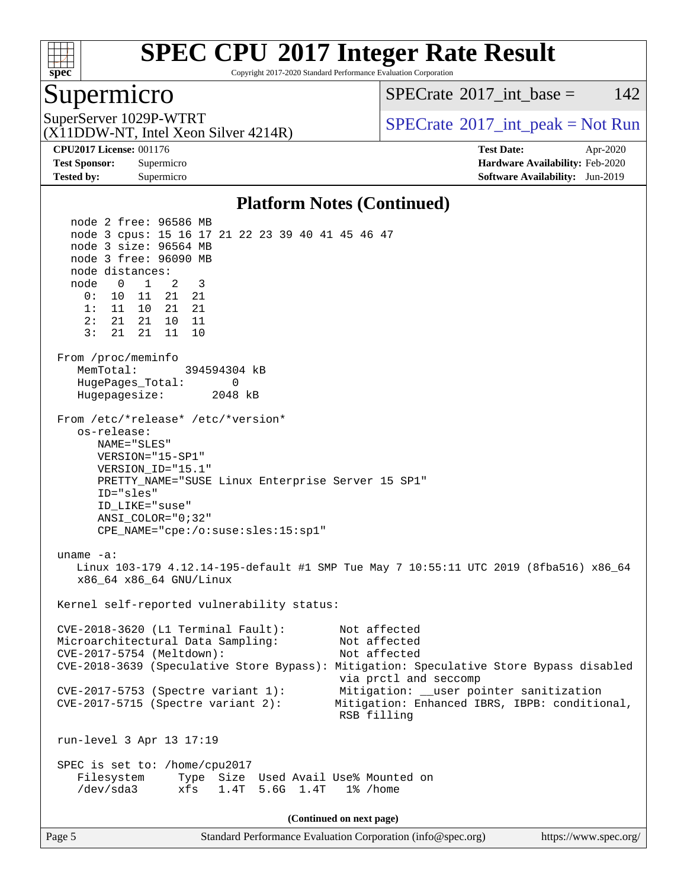# Platform Notes (Continued)

```
   node 2 free: 96586 MB
   node 3 cpus: 15 16 17 21 22 23 39 40 41 45 46 47
   node 3 size: 96564 MB
   node 3 free: 96090 MB
   node distances:
   node   0   1   2   3
     0:  10  11  21  21
     1:  11  10  21  21
     2:  21  21  10  11
     3:  21  21  11  10

 From /proc/meminfo
    MemTotal:       394594304 kB
    HugePages_Total:       0
    Hugepagesize:       2048 kB

 From /etc/*release* /etc/*version*
    os-release:
       NAME="SLES"
       VERSION="15-SP1"
       VERSION_ID="15.1"
       PRETTY_NAME="SUSE Linux Enterprise Server 15 SP1"
       ID="sles"
       ID_LIKE="suse"
       ANSI_COLOR="0;32"
       CPE_NAME="cpe:/o:suse:sles:15:sp1"

 uname -a:
    Linux 103-179 4.12.14-195-default #1 SMP Tue May 7 10:55:11 UTC 2019 (8fba516) x86_64
    x86_64 x86_64 GNU/Linux

 Kernel self-reported vulnerability status:

 CVE-2018-3620 (L1 Terminal Fault):        Not affected
 Microarchitectural Data Sampling:         Not affected
 CVE-2017-5754 (Meltdown):                 Not affected
 CVE-2018-3639 (Speculative Store Bypass): Mitigation: Speculative Store Bypass disabled
                                            via prctl and seccomp
 CVE-2017-5753 (Spectre variant 1):        Mitigation: __user pointer sanitization
 CVE-2017-5715 (Spectre variant 2):        Mitigation: Enhanced IBRS, IBPB: conditional,
                                            RSB filling

 run-level 3 Apr 13 17:19

 SPEC is set to: /home/cpu2017
    Filesystem     Type  Size  Used Avail Use% Mounted on
    /dev/sda3      xfs   1.4T  5.6G  1.4T   1% /home
```

(Continued on next page)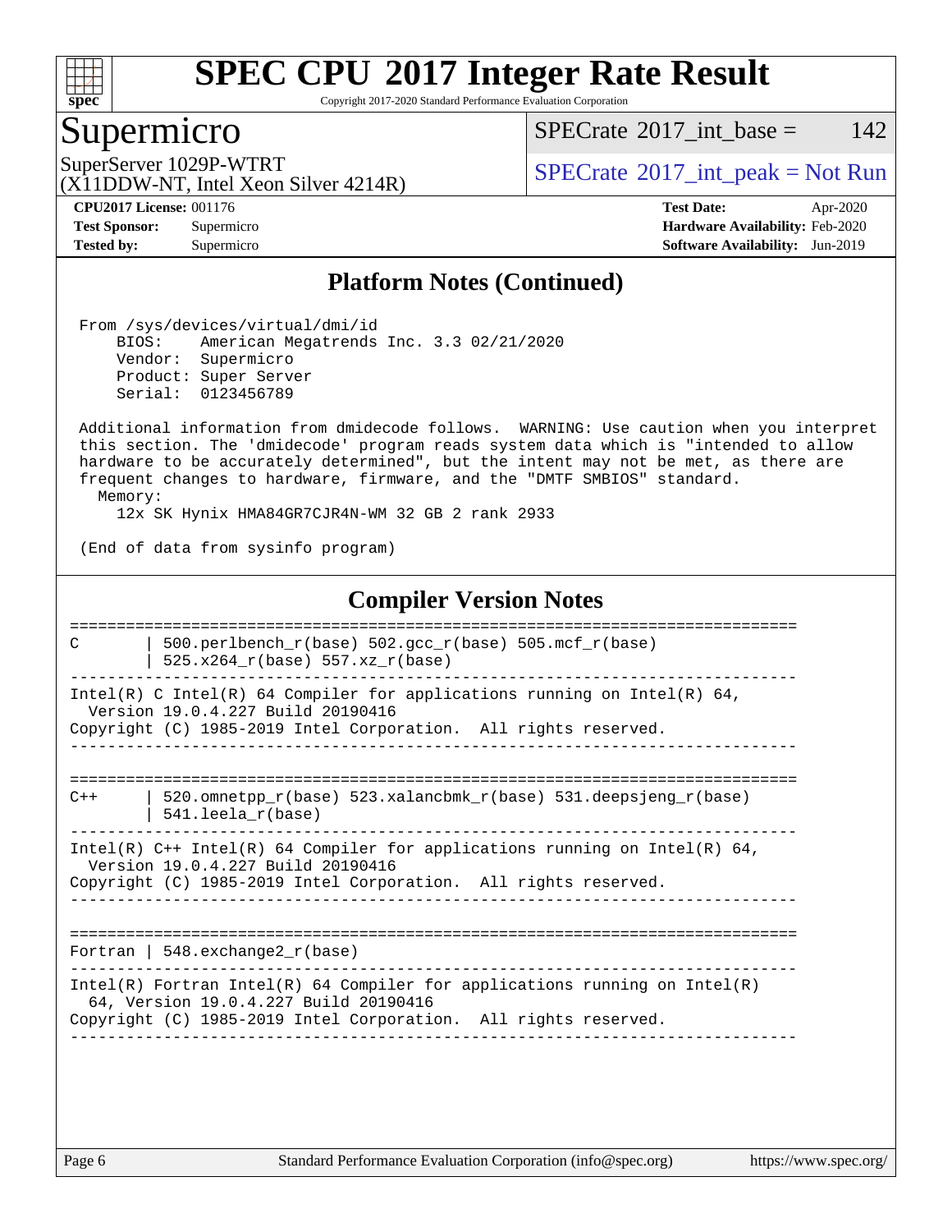# SPEC CPU 2017 Integer Rate Result

Copyright 2017-2020 Standard Performance Evaluation Corporation

## Supermicro

SuperServer 1029P-WTRT
(X11DDW-NT, Intel Xeon Silver 4214R)

SPECrate 2017_int_base = 142

SPECrate 2017_int_peak = Not Run

**CPU2017 License:** 001176
**Test Sponsor:** Supermicro
**Tested by:** Supermicro

**Test Date:** Apr-2020
**Hardware Availability:** Feb-2020
**Software Availability:** Jun-2019

## Platform Notes (Continued)

```
 From /sys/devices/virtual/dmi/id
     BIOS:    American Megatrends Inc. 3.3 02/21/2020
     Vendor:  Supermicro
     Product: Super Server
     Serial:  0123456789

 Additional information from dmidecode follows.  WARNING: Use caution when you interpret
 this section. The 'dmidecode' program reads system data which is "intended to allow
 hardware to be accurately determined", but the intent may not be met, as there are
 frequent changes to hardware, firmware, and the "DMTF SMBIOS" standard.
   Memory:
     12x SK Hynix HMA84GR7CJR4N-WM 32 GB 2 rank 2933

 (End of data from sysinfo program)
```

## Compiler Version Notes

```
==============================================================================
C       | 500.perlbench_r(base) 502.gcc_r(base) 505.mcf_r(base)
        | 525.x264_r(base) 557.xz_r(base)
------------------------------------------------------------------------------
Intel(R) C Intel(R) 64 Compiler for applications running on Intel(R) 64,
  Version 19.0.4.227 Build 20190416
Copyright (C) 1985-2019 Intel Corporation.  All rights reserved.
------------------------------------------------------------------------------

==============================================================================
C++     | 520.omnetpp_r(base) 523.xalancbmk_r(base) 531.deepsjeng_r(base)
        | 541.leela_r(base)
------------------------------------------------------------------------------
Intel(R) C++ Intel(R) 64 Compiler for applications running on Intel(R) 64,
  Version 19.0.4.227 Build 20190416
Copyright (C) 1985-2019 Intel Corporation.  All rights reserved.
------------------------------------------------------------------------------

==============================================================================
Fortran | 548.exchange2_r(base)
------------------------------------------------------------------------------
Intel(R) Fortran Intel(R) 64 Compiler for applications running on Intel(R)
  64, Version 19.0.4.227 Build 20190416
Copyright (C) 1985-2019 Intel Corporation.  All rights reserved.
------------------------------------------------------------------------------
```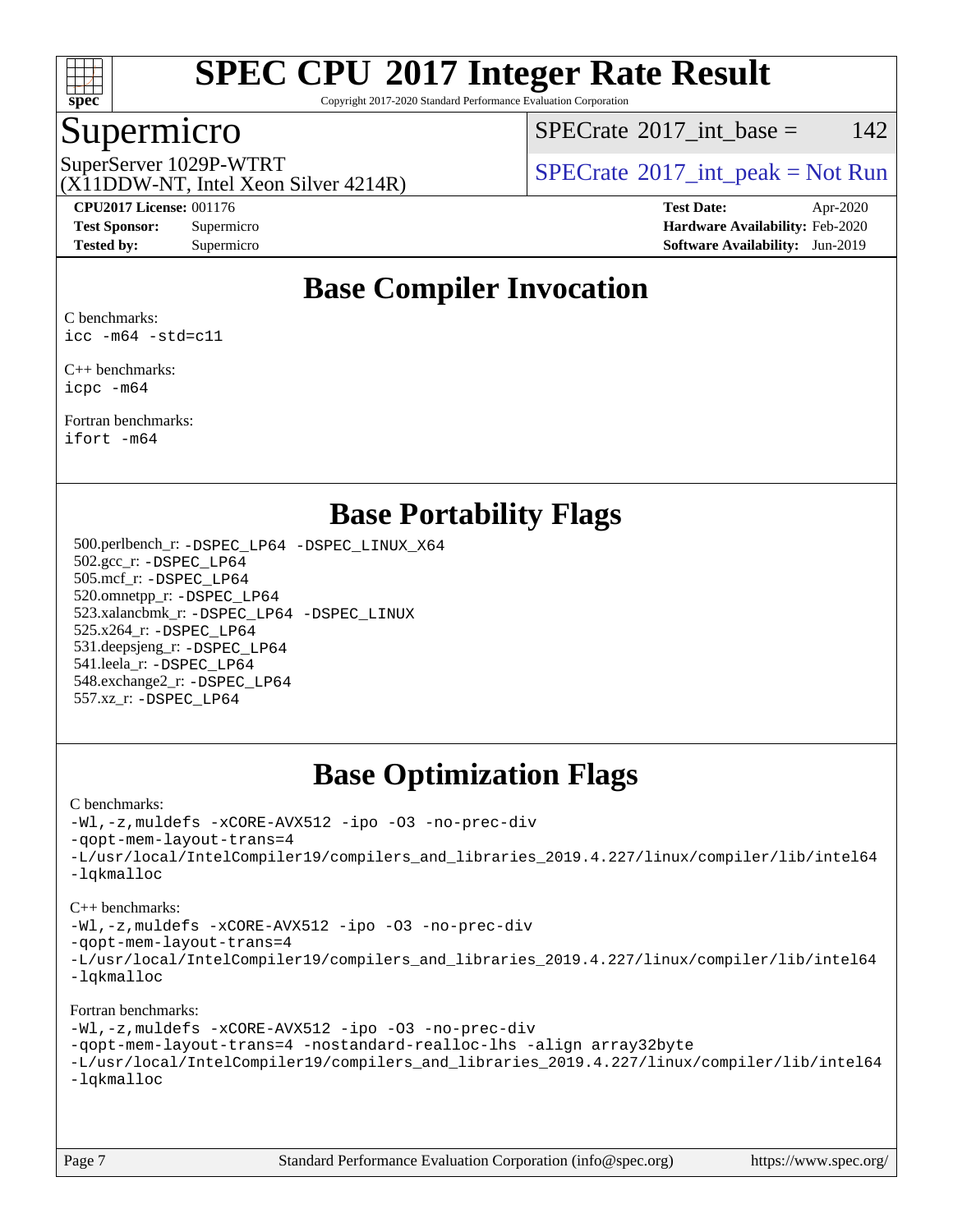# SPEC CPU 2017 Integer Rate Result

Copyright 2017-2020 Standard Performance Evaluation Corporation

## Supermicro

SuperServer 1029P-WTRT
(X11DDW-NT, Intel Xeon Silver 4214R)

SPECrate 2017_int_base = 142

SPECrate 2017_int_peak = Not Run

**CPU2017 License:** 001176
**Test Sponsor:** Supermicro
**Tested by:** Supermicro

**Test Date:** Apr-2020
**Hardware Availability:** Feb-2020
**Software Availability:** Jun-2019

## Base Compiler Invocation

C benchmarks:
```
icc -m64 -std=c11
```

C++ benchmarks:
```
icpc -m64
```

Fortran benchmarks:
```
ifort -m64
```

## Base Portability Flags

500.perlbench_r: -DSPEC_LP64 -DSPEC_LINUX_X64
502.gcc_r: -DSPEC_LP64
505.mcf_r: -DSPEC_LP64
520.omnetpp_r: -DSPEC_LP64
523.xalancbmk_r: -DSPEC_LP64 -DSPEC_LINUX
525.x264_r: -DSPEC_LP64
531.deepsjeng_r: -DSPEC_LP64
541.leela_r: -DSPEC_LP64
548.exchange2_r: -DSPEC_LP64
557.xz_r: -DSPEC_LP64

## Base Optimization Flags

C benchmarks:
```
-Wl,-z,muldefs -xCORE-AVX512 -ipo -O3 -no-prec-div
-qopt-mem-layout-trans=4
-L/usr/local/IntelCompiler19/compilers_and_libraries_2019.4.227/linux/compiler/lib/intel64
-lqkmalloc
```

C++ benchmarks:
```
-Wl,-z,muldefs -xCORE-AVX512 -ipo -O3 -no-prec-div
-qopt-mem-layout-trans=4
-L/usr/local/IntelCompiler19/compilers_and_libraries_2019.4.227/linux/compiler/lib/intel64
-lqkmalloc
```

Fortran benchmarks:
```
-Wl,-z,muldefs -xCORE-AVX512 -ipo -O3 -no-prec-div
-qopt-mem-layout-trans=4 -nostandard-realloc-lhs -align array32byte
-L/usr/local/IntelCompiler19/compilers_and_libraries_2019.4.227/linux/compiler/lib/intel64
-lqkmalloc
```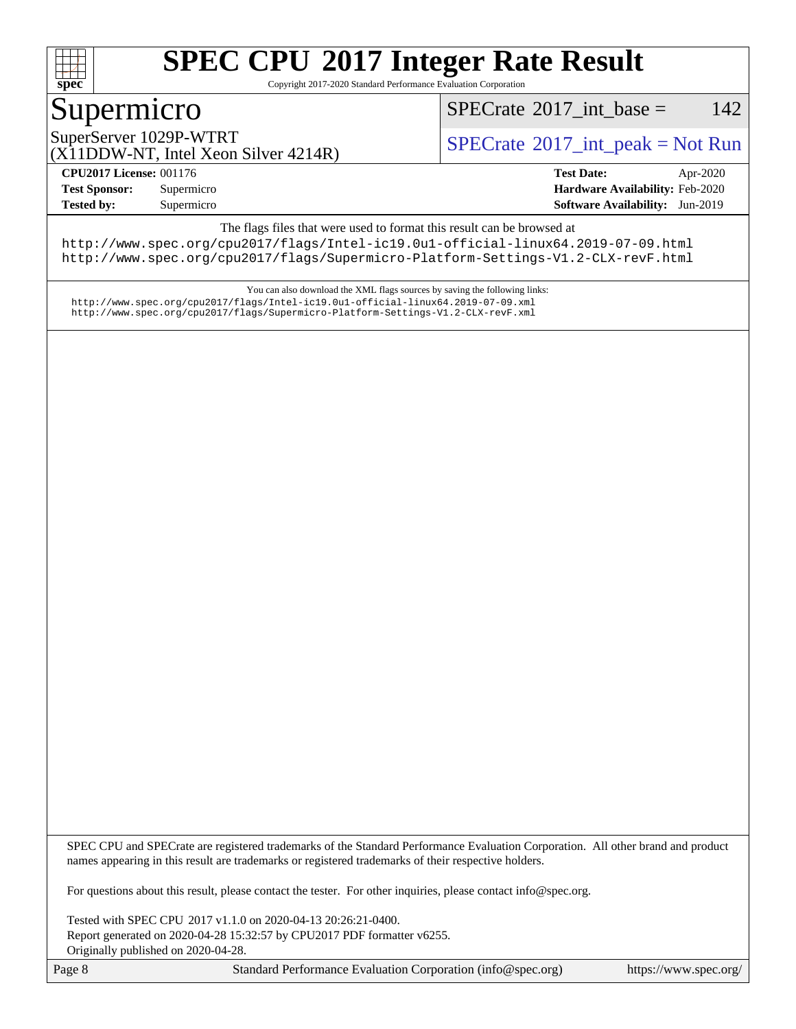The flags files that were used to format this result can be browsed at
http://www.spec.org/cpu2017/flags/Intel-ic19.0u1-official-linux64.2019-07-09.html
http://www.spec.org/cpu2017/flags/Supermicro-Platform-Settings-V1.2-CLX-revF.html

You can also download the XML flags sources by saving the following links:
http://www.spec.org/cpu2017/flags/Intel-ic19.0u1-official-linux64.2019-07-09.xml
http://www.spec.org/cpu2017/flags/Supermicro-Platform-Settings-V1.2-CLX-revF.xml

SPEC CPU and SPECrate are registered trademarks of the Standard Performance Evaluation Corporation. All other brand and product names appearing in this result are trademarks or registered trademarks of their respective holders.

For questions about this result, please contact the tester. For other inquiries, please contact info@spec.org.

Tested with SPEC CPU 2017 v1.1.0 on 2020-04-13 20:26:21-0400.
Report generated on 2020-04-28 15:32:57 by CPU2017 PDF formatter v6255.
Originally published on 2020-04-28.